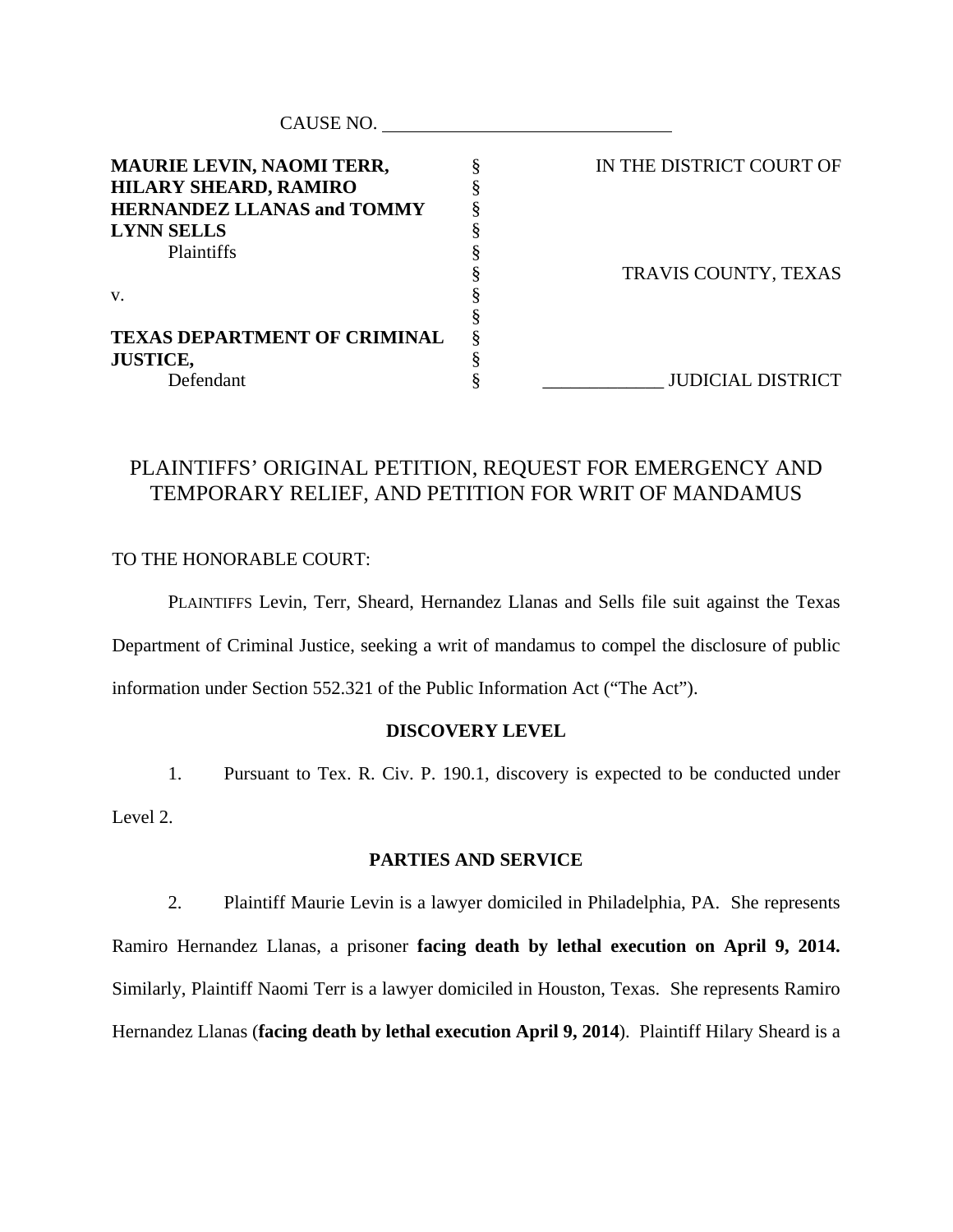CAUSE NO. ______________________________

| | | |
|---|---|---|
| **MAURIE LEVIN, NAOMI TERR, HILARY SHEARD, RAMIRO HERNANDEZ LLANAS and TOMMY LYNN SELLS** | § | IN THE DISTRICT COURT OF |
| Plaintiffs | § | |
| | § | TRAVIS COUNTY, TEXAS |
| v. | § | |
| | § | |
| **TEXAS DEPARTMENT OF CRIMINAL JUSTICE,** | § | |
| Defendant | § | _____________ JUDICIAL DISTRICT |

# PLAINTIFFS' ORIGINAL PETITION, REQUEST FOR EMERGENCY AND TEMPORARY RELIEF, AND PETITION FOR WRIT OF MANDAMUS

TO THE HONORABLE COURT:

PLAINTIFFS Levin, Terr, Sheard, Hernandez Llanas and Sells file suit against the Texas Department of Criminal Justice, seeking a writ of mandamus to compel the disclosure of public information under Section 552.321 of the Public Information Act ("The Act").

## DISCOVERY LEVEL

1. Pursuant to Tex. R. Civ. P. 190.1, discovery is expected to be conducted under Level 2.

## PARTIES AND SERVICE

2. Plaintiff Maurie Levin is a lawyer domiciled in Philadelphia, PA. She represents Ramiro Hernandez Llanas, a prisoner **facing death by lethal execution on April 9, 2014.** Similarly, Plaintiff Naomi Terr is a lawyer domiciled in Houston, Texas. She represents Ramiro Hernandez Llanas (**facing death by lethal execution April 9, 2014**). Plaintiff Hilary Sheard is a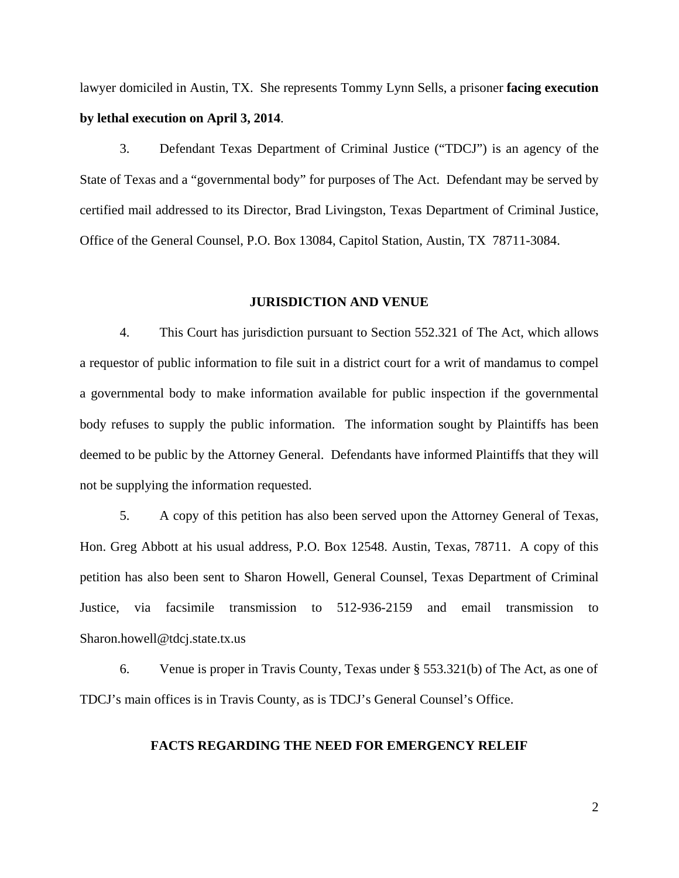lawyer domiciled in Austin, TX. She represents Tommy Lynn Sells, a prisoner **facing execution by lethal execution on April 3, 2014**.

3. Defendant Texas Department of Criminal Justice ("TDCJ") is an agency of the State of Texas and a "governmental body" for purposes of The Act. Defendant may be served by certified mail addressed to its Director, Brad Livingston, Texas Department of Criminal Justice, Office of the General Counsel, P.O. Box 13084, Capitol Station, Austin, TX 78711-3084.

## JURISDICTION AND VENUE

4. This Court has jurisdiction pursuant to Section 552.321 of The Act, which allows a requestor of public information to file suit in a district court for a writ of mandamus to compel a governmental body to make information available for public inspection if the governmental body refuses to supply the public information. The information sought by Plaintiffs has been deemed to be public by the Attorney General. Defendants have informed Plaintiffs that they will not be supplying the information requested.

5. A copy of this petition has also been served upon the Attorney General of Texas, Hon. Greg Abbott at his usual address, P.O. Box 12548. Austin, Texas, 78711. A copy of this petition has also been sent to Sharon Howell, General Counsel, Texas Department of Criminal Justice, via facsimile transmission to 512-936-2159 and email transmission to Sharon.howell@tdcj.state.tx.us

6. Venue is proper in Travis County, Texas under § 553.321(b) of The Act, as one of TDCJ's main offices is in Travis County, as is TDCJ's General Counsel's Office.

## FACTS REGARDING THE NEED FOR EMERGENCY RELEIF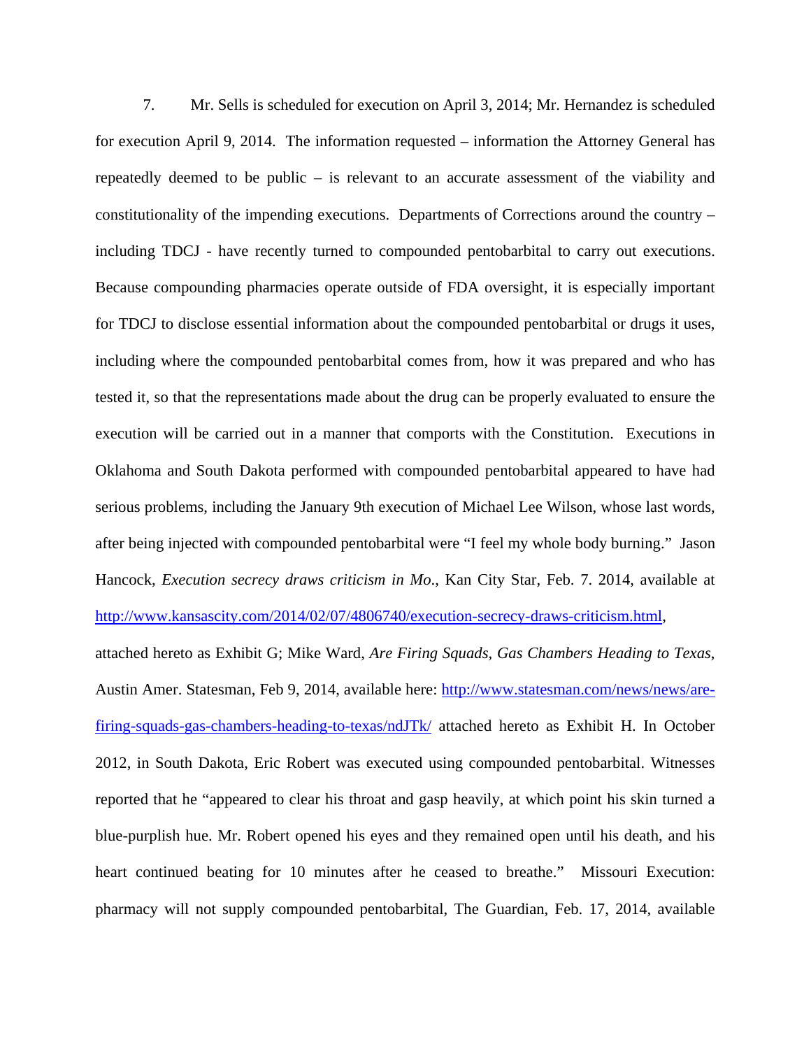7. Mr. Sells is scheduled for execution on April 3, 2014; Mr. Hernandez is scheduled for execution April 9, 2014. The information requested – information the Attorney General has repeatedly deemed to be public – is relevant to an accurate assessment of the viability and constitutionality of the impending executions. Departments of Corrections around the country – including TDCJ - have recently turned to compounded pentobarbital to carry out executions. Because compounding pharmacies operate outside of FDA oversight, it is especially important for TDCJ to disclose essential information about the compounded pentobarbital or drugs it uses, including where the compounded pentobarbital comes from, how it was prepared and who has tested it, so that the representations made about the drug can be properly evaluated to ensure the execution will be carried out in a manner that comports with the Constitution. Executions in Oklahoma and South Dakota performed with compounded pentobarbital appeared to have had serious problems, including the January 9th execution of Michael Lee Wilson, whose last words, after being injected with compounded pentobarbital were "I feel my whole body burning." Jason Hancock, *Execution secrecy draws criticism in Mo.*, Kan City Star, Feb. 7. 2014, available at http://www.kansascity.com/2014/02/07/4806740/execution-secrecy-draws-criticism.html, attached hereto as Exhibit G; Mike Ward, *Are Firing Squads, Gas Chambers Heading to Texas*, Austin Amer. Statesman, Feb 9, 2014, available here: http://www.statesman.com/news/news/are-firing-squads-gas-chambers-heading-to-texas/ndJTk/ attached hereto as Exhibit H. In October 2012, in South Dakota, Eric Robert was executed using compounded pentobarbital. Witnesses reported that he "appeared to clear his throat and gasp heavily, at which point his skin turned a blue-purplish hue. Mr. Robert opened his eyes and they remained open until his death, and his heart continued beating for 10 minutes after he ceased to breathe." Missouri Execution: pharmacy will not supply compounded pentobarbital, The Guardian, Feb. 17, 2014, available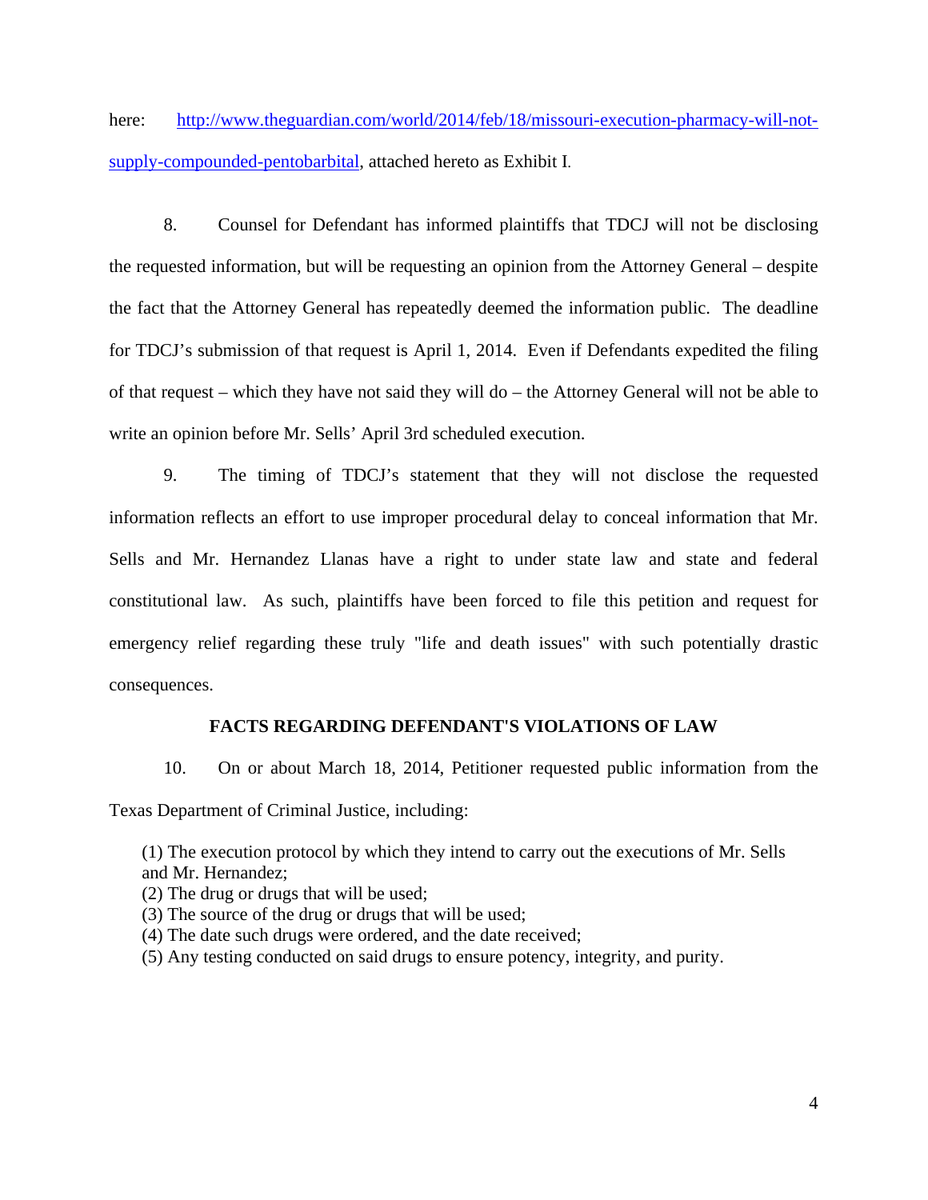here: [http://www.theguardian.com/world/2014/feb/18/missouri-execution-pharmacy-will-not-supply-compounded-pentobarbital](http://www.theguardian.com/world/2014/feb/18/missouri-execution-pharmacy-will-not-supply-compounded-pentobarbital), attached hereto as Exhibit I.

8. Counsel for Defendant has informed plaintiffs that TDCJ will not be disclosing the requested information, but will be requesting an opinion from the Attorney General – despite the fact that the Attorney General has repeatedly deemed the information public. The deadline for TDCJ's submission of that request is April 1, 2014. Even if Defendants expedited the filing of that request – which they have not said they will do – the Attorney General will not be able to write an opinion before Mr. Sells' April 3rd scheduled execution.

9. The timing of TDCJ's statement that they will not disclose the requested information reflects an effort to use improper procedural delay to conceal information that Mr. Sells and Mr. Hernandez Llanas have a right to under state law and state and federal constitutional law. As such, plaintiffs have been forced to file this petition and request for emergency relief regarding these truly "life and death issues" with such potentially drastic consequences.

## FACTS REGARDING DEFENDANT'S VIOLATIONS OF LAW

10. On or about March 18, 2014, Petitioner requested public information from the Texas Department of Criminal Justice, including:

(1) The execution protocol by which they intend to carry out the executions of Mr. Sells and Mr. Hernandez;
(2) The drug or drugs that will be used;
(3) The source of the drug or drugs that will be used;
(4) The date such drugs were ordered, and the date received;
(5) Any testing conducted on said drugs to ensure potency, integrity, and purity.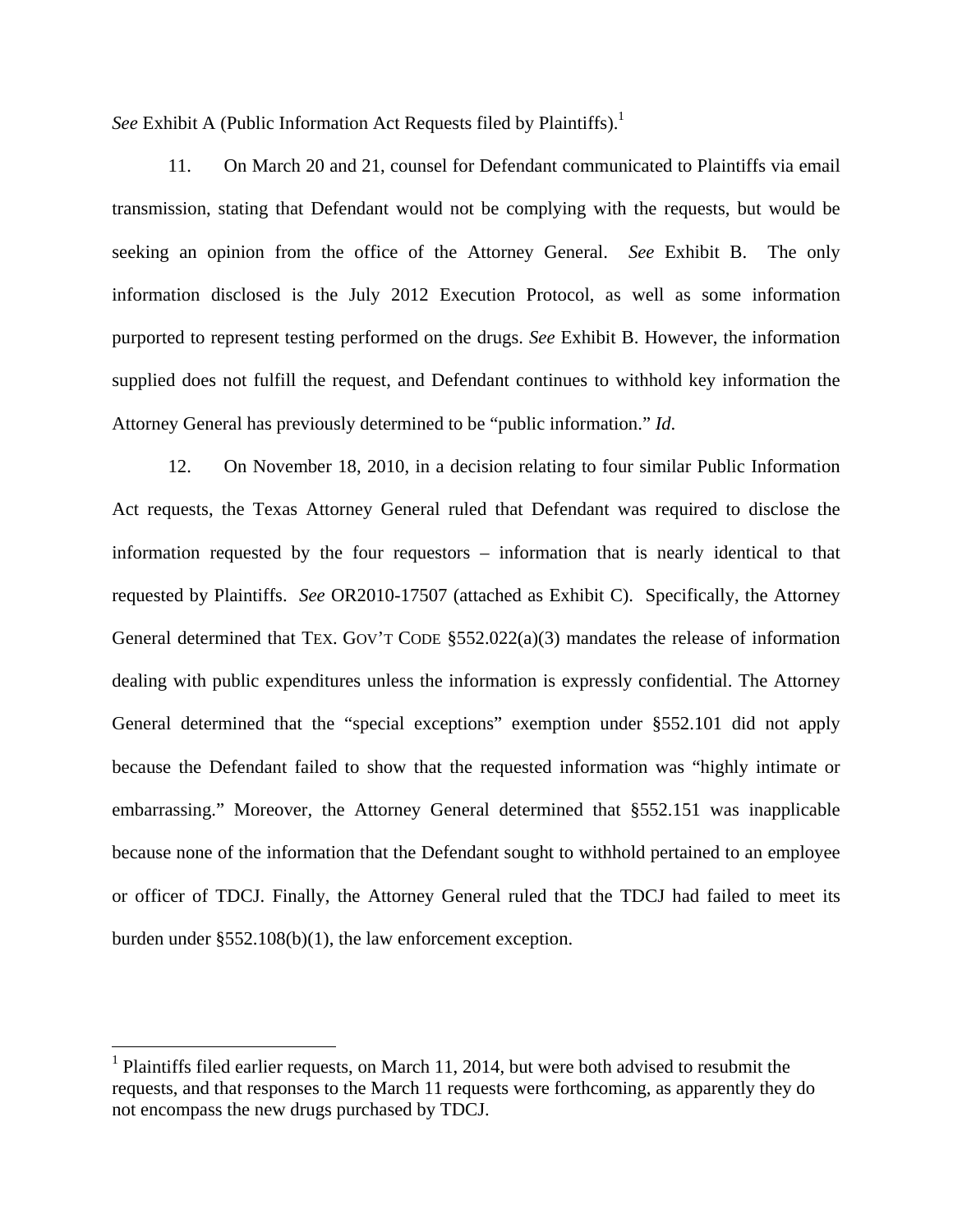*See* Exhibit A (Public Information Act Requests filed by Plaintiffs).[1]

11. On March 20 and 21, counsel for Defendant communicated to Plaintiffs via email transmission, stating that Defendant would not be complying with the requests, but would be seeking an opinion from the office of the Attorney General. *See* Exhibit B. The only information disclosed is the July 2012 Execution Protocol, as well as some information purported to represent testing performed on the drugs. *See* Exhibit B. However, the information supplied does not fulfill the request, and Defendant continues to withhold key information the Attorney General has previously determined to be "public information." *Id.*

12. On November 18, 2010, in a decision relating to four similar Public Information Act requests, the Texas Attorney General ruled that Defendant was required to disclose the information requested by the four requestors – information that is nearly identical to that requested by Plaintiffs. *See* OR2010-17507 (attached as Exhibit C). Specifically, the Attorney General determined that TEX. GOV'T CODE §552.022(a)(3) mandates the release of information dealing with public expenditures unless the information is expressly confidential. The Attorney General determined that the "special exceptions" exemption under §552.101 did not apply because the Defendant failed to show that the requested information was "highly intimate or embarrassing." Moreover, the Attorney General determined that §552.151 was inapplicable because none of the information that the Defendant sought to withhold pertained to an employee or officer of TDCJ. Finally, the Attorney General ruled that the TDCJ had failed to meet its burden under §552.108(b)(1), the law enforcement exception.

---

[1] Plaintiffs filed earlier requests, on March 11, 2014, but were both advised to resubmit the requests, and that responses to the March 11 requests were forthcoming, as apparently they do not encompass the new drugs purchased by TDCJ.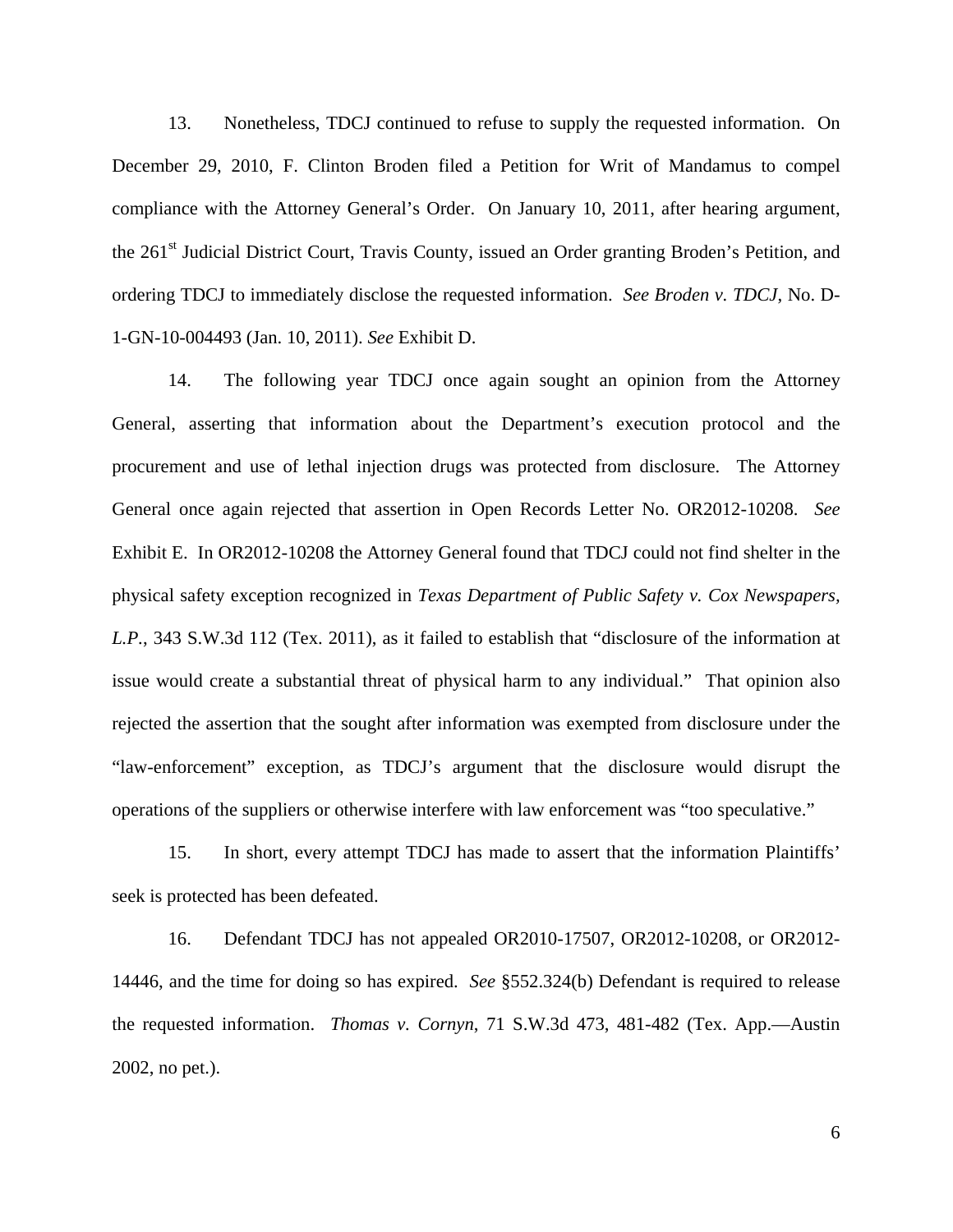13. Nonetheless, TDCJ continued to refuse to supply the requested information. On December 29, 2010, F. Clinton Broden filed a Petition for Writ of Mandamus to compel compliance with the Attorney General's Order. On January 10, 2011, after hearing argument, the 261st Judicial District Court, Travis County, issued an Order granting Broden's Petition, and ordering TDCJ to immediately disclose the requested information. *See Broden v. TDCJ*, No. D-1-GN-10-004493 (Jan. 10, 2011). *See* Exhibit D.

14. The following year TDCJ once again sought an opinion from the Attorney General, asserting that information about the Department's execution protocol and the procurement and use of lethal injection drugs was protected from disclosure. The Attorney General once again rejected that assertion in Open Records Letter No. OR2012-10208. *See* Exhibit E. In OR2012-10208 the Attorney General found that TDCJ could not find shelter in the physical safety exception recognized in *Texas Department of Public Safety v. Cox Newspapers, L.P.*, 343 S.W.3d 112 (Tex. 2011), as it failed to establish that "disclosure of the information at issue would create a substantial threat of physical harm to any individual." That opinion also rejected the assertion that the sought after information was exempted from disclosure under the "law-enforcement" exception, as TDCJ's argument that the disclosure would disrupt the operations of the suppliers or otherwise interfere with law enforcement was "too speculative."

15. In short, every attempt TDCJ has made to assert that the information Plaintiffs' seek is protected has been defeated.

16. Defendant TDCJ has not appealed OR2010-17507, OR2012-10208, or OR2012-14446, and the time for doing so has expired. *See* §552.324(b) Defendant is required to release the requested information. *Thomas v. Cornyn*, 71 S.W.3d 473, 481-482 (Tex. App.—Austin 2002, no pet.).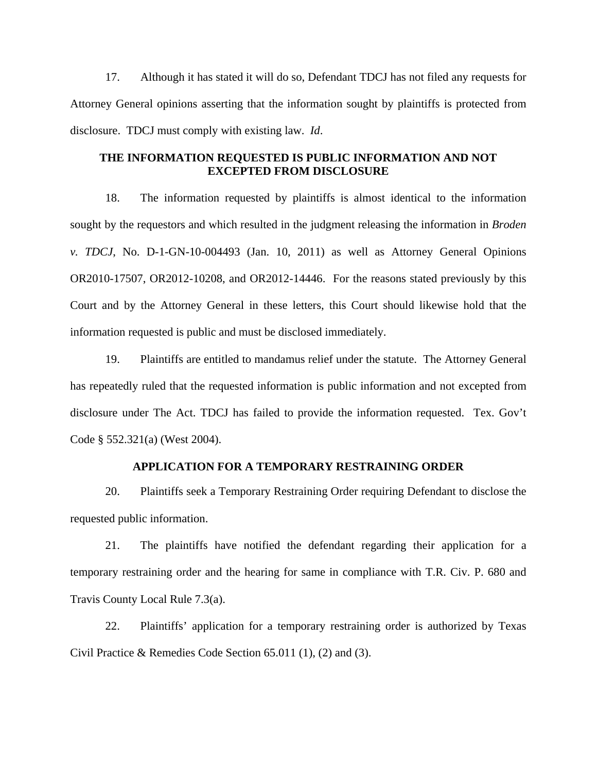17. Although it has stated it will do so, Defendant TDCJ has not filed any requests for Attorney General opinions asserting that the information sought by plaintiffs is protected from disclosure. TDCJ must comply with existing law. *Id*.

## THE INFORMATION REQUESTED IS PUBLIC INFORMATION AND NOT EXCEPTED FROM DISCLOSURE

18. The information requested by plaintiffs is almost identical to the information sought by the requestors and which resulted in the judgment releasing the information in *Broden v. TDCJ*, No. D-1-GN-10-004493 (Jan. 10, 2011) as well as Attorney General Opinions OR2010-17507, OR2012-10208, and OR2012-14446. For the reasons stated previously by this Court and by the Attorney General in these letters, this Court should likewise hold that the information requested is public and must be disclosed immediately.

19. Plaintiffs are entitled to mandamus relief under the statute. The Attorney General has repeatedly ruled that the requested information is public information and not excepted from disclosure under The Act. TDCJ has failed to provide the information requested. Tex. Gov't Code § 552.321(a) (West 2004).

## APPLICATION FOR A TEMPORARY RESTRAINING ORDER

20. Plaintiffs seek a Temporary Restraining Order requiring Defendant to disclose the requested public information.

21. The plaintiffs have notified the defendant regarding their application for a temporary restraining order and the hearing for same in compliance with T.R. Civ. P. 680 and Travis County Local Rule 7.3(a).

22. Plaintiffs' application for a temporary restraining order is authorized by Texas Civil Practice & Remedies Code Section 65.011 (1), (2) and (3).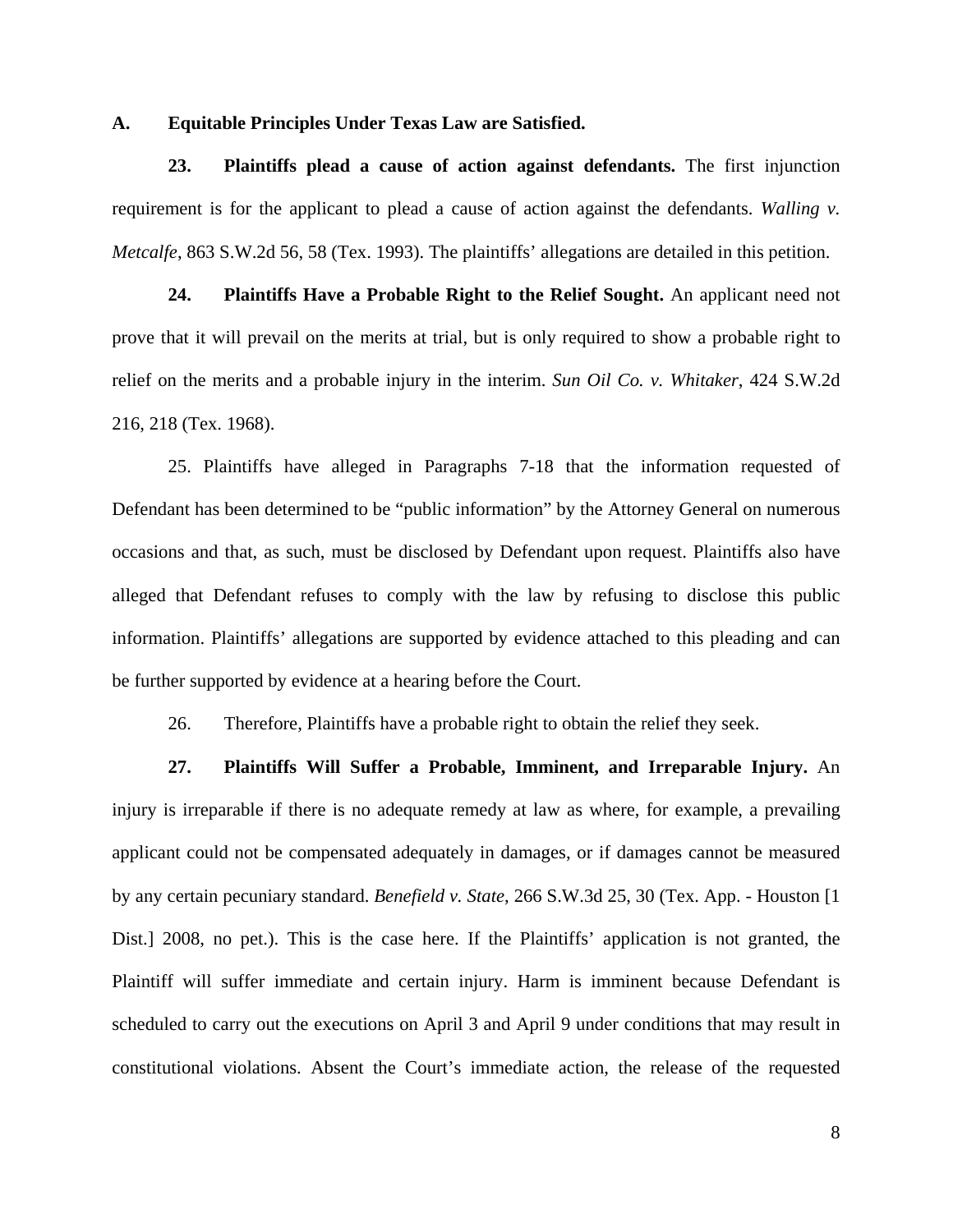### A. Equitable Principles Under Texas Law are Satisfied.

**23. Plaintiffs plead a cause of action against defendants.** The first injunction requirement is for the applicant to plead a cause of action against the defendants. *Walling v. Metcalfe*, 863 S.W.2d 56, 58 (Tex. 1993). The plaintiffs' allegations are detailed in this petition.

**24. Plaintiffs Have a Probable Right to the Relief Sought.** An applicant need not prove that it will prevail on the merits at trial, but is only required to show a probable right to relief on the merits and a probable injury in the interim. *Sun Oil Co. v. Whitaker*, 424 S.W.2d 216, 218 (Tex. 1968).

25. Plaintiffs have alleged in Paragraphs 7-18 that the information requested of Defendant has been determined to be "public information" by the Attorney General on numerous occasions and that, as such, must be disclosed by Defendant upon request. Plaintiffs also have alleged that Defendant refuses to comply with the law by refusing to disclose this public information. Plaintiffs' allegations are supported by evidence attached to this pleading and can be further supported by evidence at a hearing before the Court.

26. Therefore, Plaintiffs have a probable right to obtain the relief they seek.

**27. Plaintiffs Will Suffer a Probable, Imminent, and Irreparable Injury.** An injury is irreparable if there is no adequate remedy at law as where, for example, a prevailing applicant could not be compensated adequately in damages, or if damages cannot be measured by any certain pecuniary standard. *Benefield v. State*, 266 S.W.3d 25, 30 (Tex. App. - Houston [1 Dist.] 2008, no pet.). This is the case here. If the Plaintiffs' application is not granted, the Plaintiff will suffer immediate and certain injury. Harm is imminent because Defendant is scheduled to carry out the executions on April 3 and April 9 under conditions that may result in constitutional violations. Absent the Court's immediate action, the release of the requested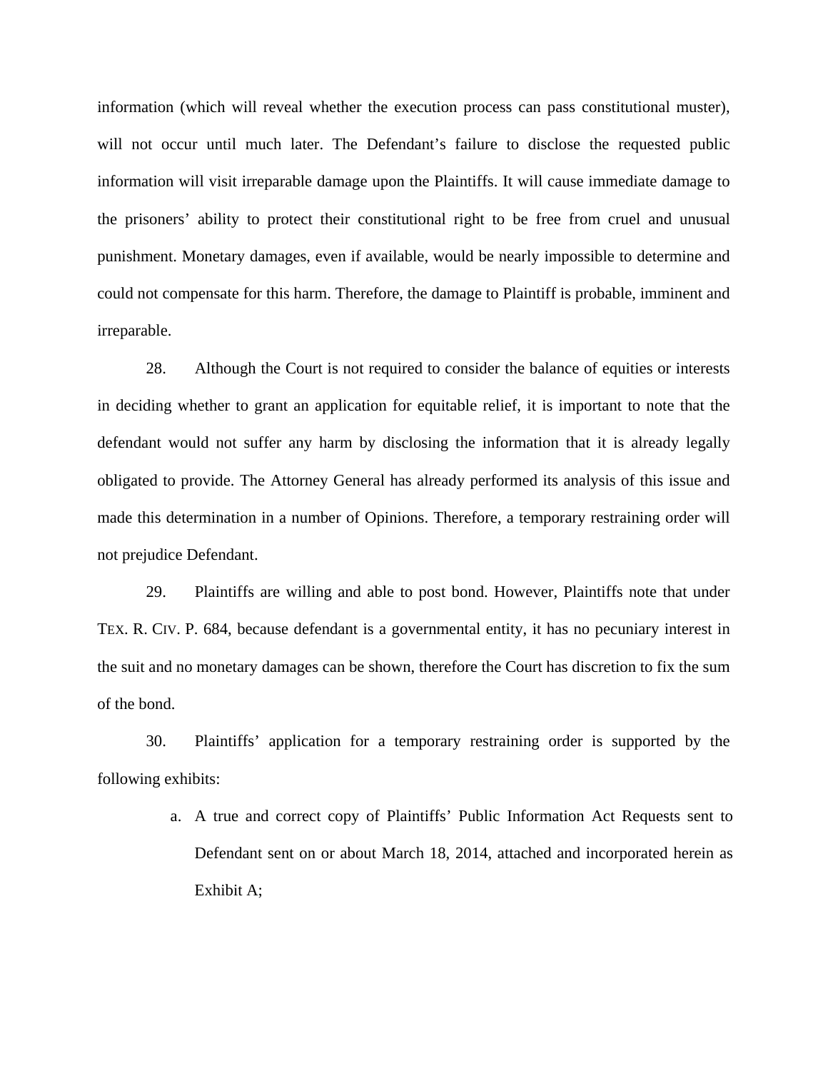information (which will reveal whether the execution process can pass constitutional muster), will not occur until much later. The Defendant's failure to disclose the requested public information will visit irreparable damage upon the Plaintiffs. It will cause immediate damage to the prisoners' ability to protect their constitutional right to be free from cruel and unusual punishment. Monetary damages, even if available, would be nearly impossible to determine and could not compensate for this harm. Therefore, the damage to Plaintiff is probable, imminent and irreparable.

28. Although the Court is not required to consider the balance of equities or interests in deciding whether to grant an application for equitable relief, it is important to note that the defendant would not suffer any harm by disclosing the information that it is already legally obligated to provide. The Attorney General has already performed its analysis of this issue and made this determination in a number of Opinions. Therefore, a temporary restraining order will not prejudice Defendant.

29. Plaintiffs are willing and able to post bond. However, Plaintiffs note that under TEX. R. CIV. P. 684, because defendant is a governmental entity, it has no pecuniary interest in the suit and no monetary damages can be shown, therefore the Court has discretion to fix the sum of the bond.

30. Plaintiffs' application for a temporary restraining order is supported by the following exhibits:

a. A true and correct copy of Plaintiffs' Public Information Act Requests sent to Defendant sent on or about March 18, 2014, attached and incorporated herein as Exhibit A;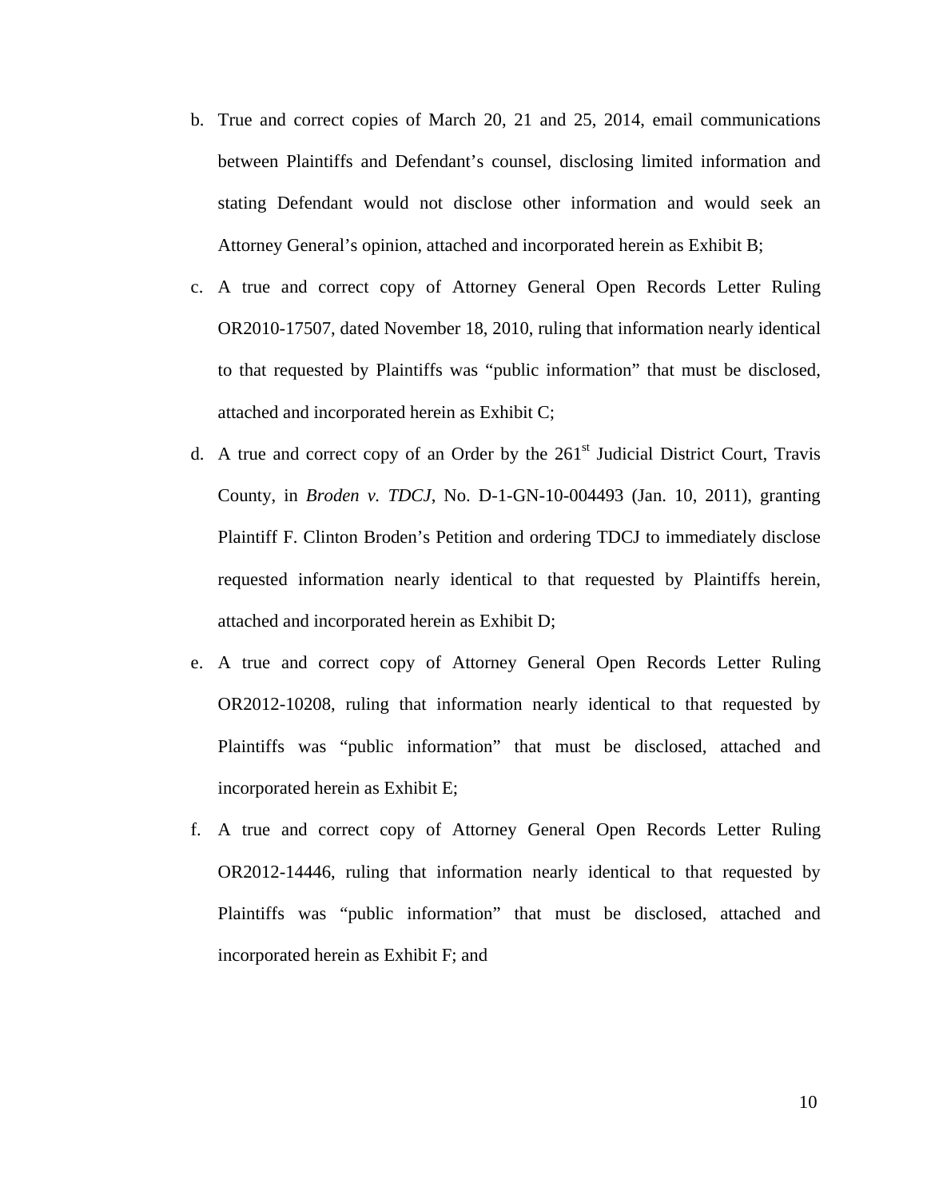b. True and correct copies of March 20, 21 and 25, 2014, email communications between Plaintiffs and Defendant's counsel, disclosing limited information and stating Defendant would not disclose other information and would seek an Attorney General's opinion, attached and incorporated herein as Exhibit B;

c. A true and correct copy of Attorney General Open Records Letter Ruling OR2010-17507, dated November 18, 2010, ruling that information nearly identical to that requested by Plaintiffs was "public information" that must be disclosed, attached and incorporated herein as Exhibit C;

d. A true and correct copy of an Order by the 261st Judicial District Court, Travis County, in *Broden v. TDCJ*, No. D-1-GN-10-004493 (Jan. 10, 2011), granting Plaintiff F. Clinton Broden's Petition and ordering TDCJ to immediately disclose requested information nearly identical to that requested by Plaintiffs herein, attached and incorporated herein as Exhibit D;

e. A true and correct copy of Attorney General Open Records Letter Ruling OR2012-10208, ruling that information nearly identical to that requested by Plaintiffs was "public information" that must be disclosed, attached and incorporated herein as Exhibit E;

f. A true and correct copy of Attorney General Open Records Letter Ruling OR2012-14446, ruling that information nearly identical to that requested by Plaintiffs was "public information" that must be disclosed, attached and incorporated herein as Exhibit F; and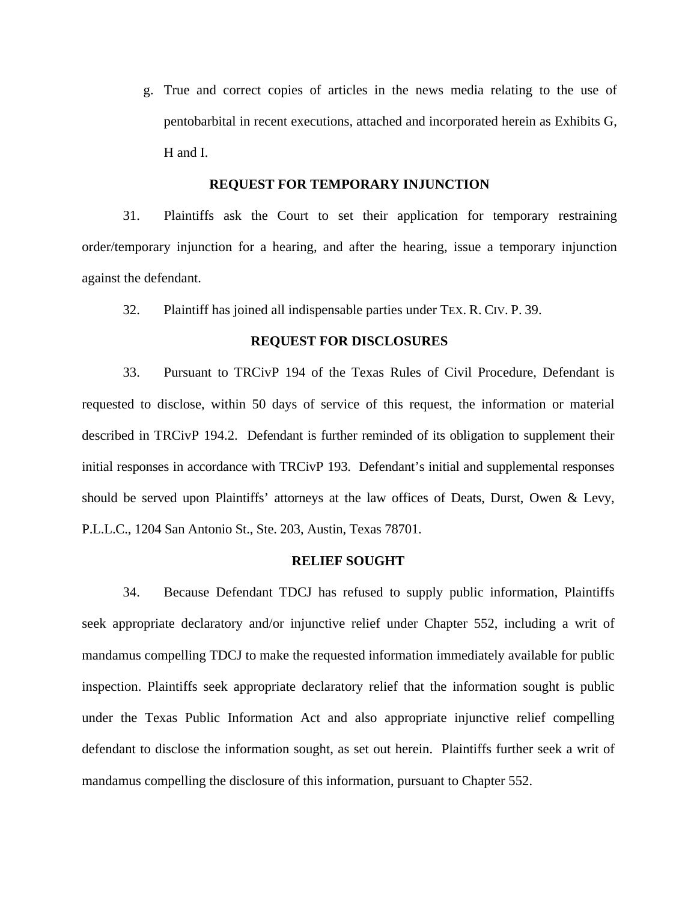g. True and correct copies of articles in the news media relating to the use of pentobarbital in recent executions, attached and incorporated herein as Exhibits G, H and I.

## REQUEST FOR TEMPORARY INJUNCTION

31. Plaintiffs ask the Court to set their application for temporary restraining order/temporary injunction for a hearing, and after the hearing, issue a temporary injunction against the defendant.

32. Plaintiff has joined all indispensable parties under TEX. R. CIV. P. 39.

## REQUEST FOR DISCLOSURES

33. Pursuant to TRCivP 194 of the Texas Rules of Civil Procedure, Defendant is requested to disclose, within 50 days of service of this request, the information or material described in TRCivP 194.2. Defendant is further reminded of its obligation to supplement their initial responses in accordance with TRCivP 193. Defendant's initial and supplemental responses should be served upon Plaintiffs' attorneys at the law offices of Deats, Durst, Owen & Levy, P.L.L.C., 1204 San Antonio St., Ste. 203, Austin, Texas 78701.

## RELIEF SOUGHT

34. Because Defendant TDCJ has refused to supply public information, Plaintiffs seek appropriate declaratory and/or injunctive relief under Chapter 552, including a writ of mandamus compelling TDCJ to make the requested information immediately available for public inspection. Plaintiffs seek appropriate declaratory relief that the information sought is public under the Texas Public Information Act and also appropriate injunctive relief compelling defendant to disclose the information sought, as set out herein. Plaintiffs further seek a writ of mandamus compelling the disclosure of this information, pursuant to Chapter 552.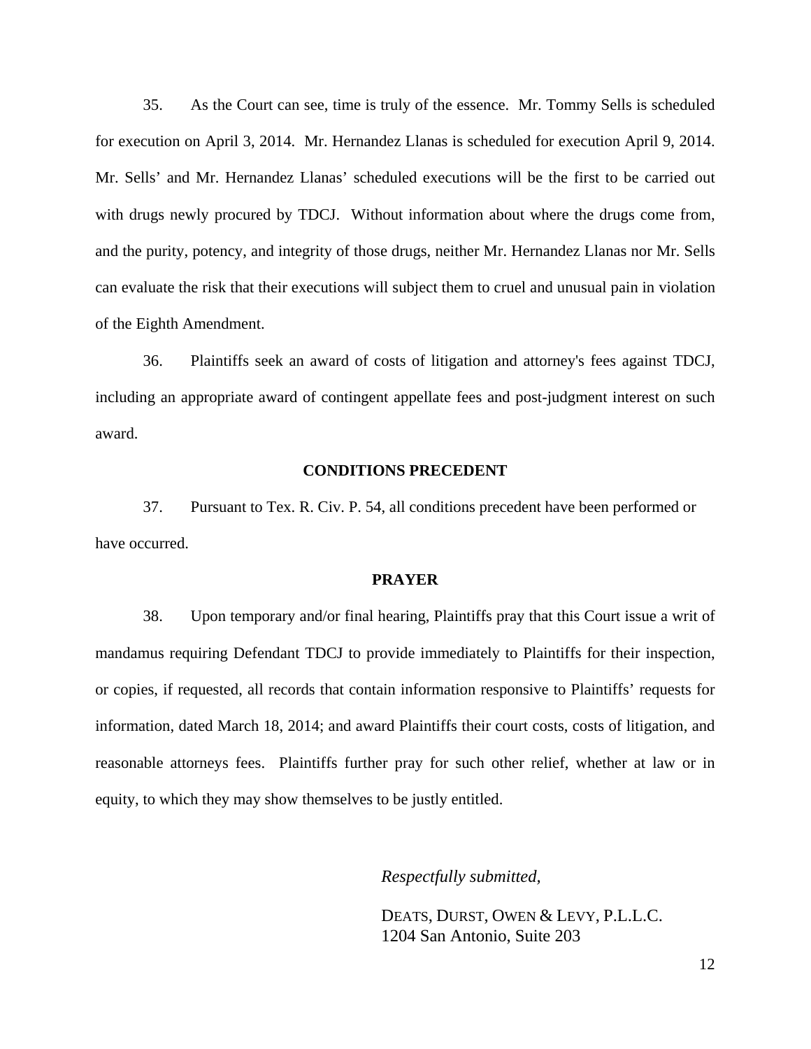35. As the Court can see, time is truly of the essence. Mr. Tommy Sells is scheduled for execution on April 3, 2014. Mr. Hernandez Llanas is scheduled for execution April 9, 2014. Mr. Sells' and Mr. Hernandez Llanas' scheduled executions will be the first to be carried out with drugs newly procured by TDCJ. Without information about where the drugs come from, and the purity, potency, and integrity of those drugs, neither Mr. Hernandez Llanas nor Mr. Sells can evaluate the risk that their executions will subject them to cruel and unusual pain in violation of the Eighth Amendment.

36. Plaintiffs seek an award of costs of litigation and attorney's fees against TDCJ, including an appropriate award of contingent appellate fees and post-judgment interest on such award.

## CONDITIONS PRECEDENT

37. Pursuant to Tex. R. Civ. P. 54, all conditions precedent have been performed or have occurred.

## PRAYER

38. Upon temporary and/or final hearing, Plaintiffs pray that this Court issue a writ of mandamus requiring Defendant TDCJ to provide immediately to Plaintiffs for their inspection, or copies, if requested, all records that contain information responsive to Plaintiffs' requests for information, dated March 18, 2014; and award Plaintiffs their court costs, costs of litigation, and reasonable attorneys fees. Plaintiffs further pray for such other relief, whether at law or in equity, to which they may show themselves to be justly entitled.

*Respectfully submitted,*

DEATS, DURST, OWEN & LEVY, P.L.L.C.
1204 San Antonio, Suite 203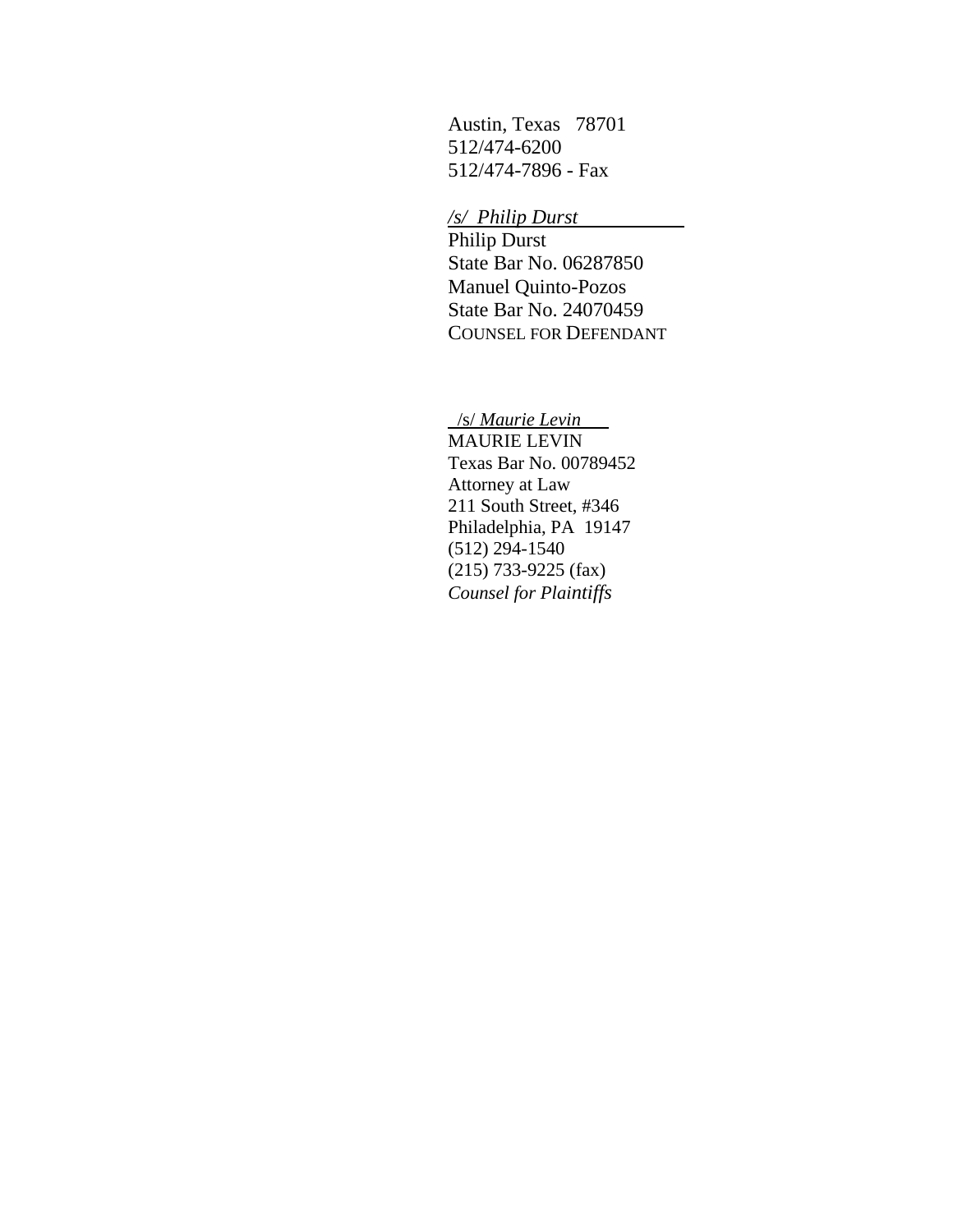Austin, Texas 78701
512/474-6200
512/474-7896 - Fax

*/s/ Philip Durst*
Philip Durst
State Bar No. 06287850
Manuel Quinto-Pozos
State Bar No. 24070459
COUNSEL FOR DEFENDANT

/s/ *Maurie Levin*
MAURIE LEVIN
Texas Bar No. 00789452
Attorney at Law
211 South Street, #346
Philadelphia, PA 19147
(512) 294-1540
(215) 733-9225 (fax)
*Counsel for Plaintiffs*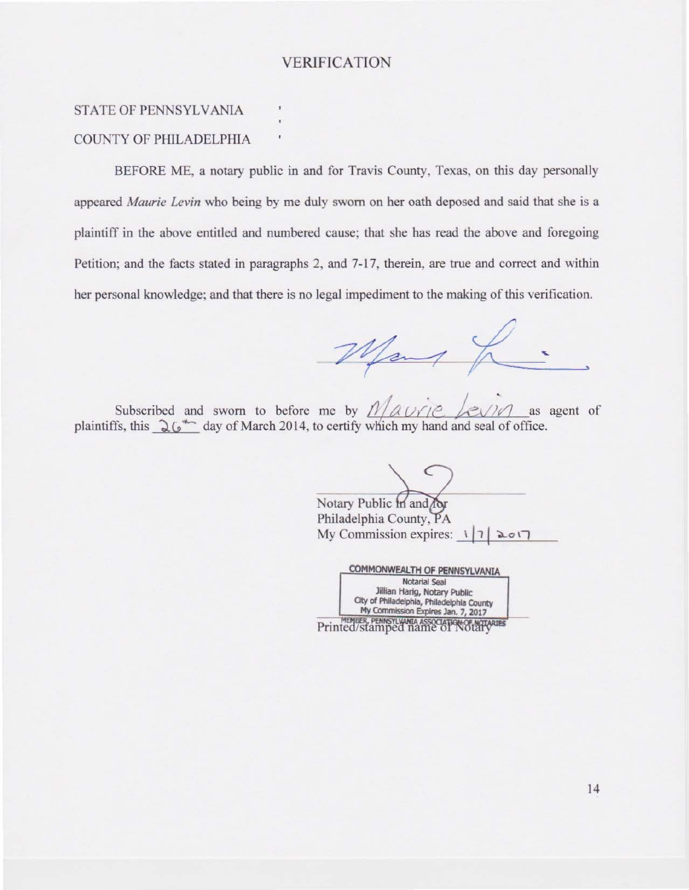# VERIFICATION

STATE OF PENNSYLVANIA '
COUNTY OF PHILADELPHIA '

BEFORE ME, a notary public in and for Travis County, Texas, on this day personally appeared *Maurie Levin* who being by me duly sworn on her oath deposed and said that she is a plaintiff in the above entitled and numbered cause; that she has read the above and foregoing Petition; and the facts stated in paragraphs 2, and 7-17, therein, are true and correct and within her personal knowledge; and that there is no legal impediment to the making of this verification.

_______________________

Subscribed and sworn to before me by Maurie Levin as agent of plaintiffs, this 26th day of March 2014, to certify which my hand and seal of office.

_______________________
Notary Public in and for
Philadelphia County, PA
My Commission expires: 1/7/2017

COMMONWEALTH OF PENNSYLVANIA
Notarial Seal
Jillian Harig, Notary Public
City of Philadelphia, Philadelphia County
My Commission Expires Jan. 7, 2017
MEMBER, PENNSYLVANIA ASSOCIATION OF NOTARIES

Printed/stamped name of Notary